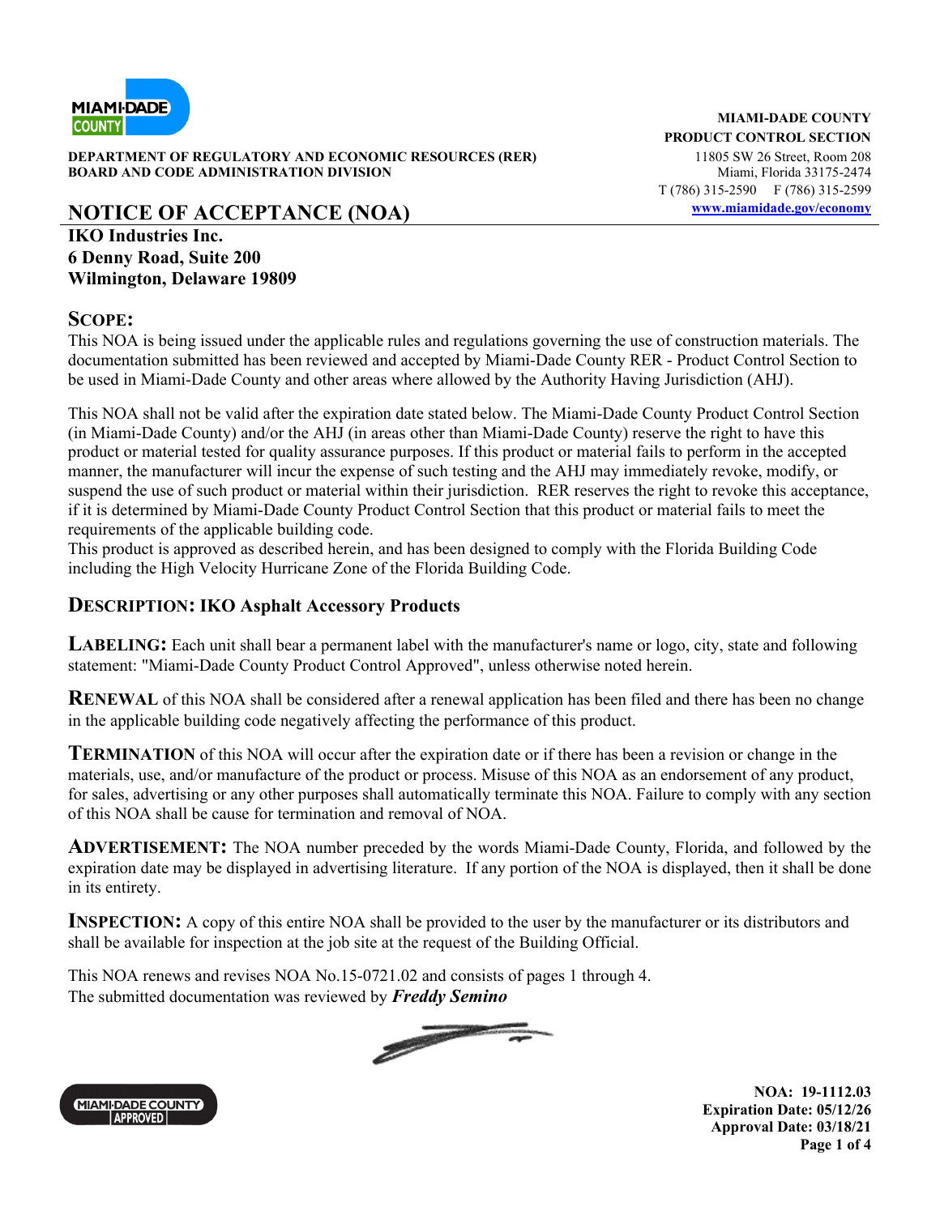MIAMI-DADE COUNTY
PRODUCT CONTROL SECTION
11805 SW 26 Street, Room 208
Miami, Florida 33175-2474
T (786) 315-2590 F (786) 315-2599
www.miamidade.gov/economy

**DEPARTMENT OF REGULATORY AND ECONOMIC RESOURCES (RER)**
**BOARD AND CODE ADMINISTRATION DIVISION**

# NOTICE OF ACCEPTANCE (NOA)

**IKO Industries Inc.**
**6 Denny Road, Suite 200**
**Wilmington, Delaware 19809**

## SCOPE:

This NOA is being issued under the applicable rules and regulations governing the use of construction materials. The documentation submitted has been reviewed and accepted by Miami-Dade County RER - Product Control Section to be used in Miami-Dade County and other areas where allowed by the Authority Having Jurisdiction (AHJ).

This NOA shall not be valid after the expiration date stated below. The Miami-Dade County Product Control Section (in Miami-Dade County) and/or the AHJ (in areas other than Miami-Dade County) reserve the right to have this product or material tested for quality assurance purposes. If this product or material fails to perform in the accepted manner, the manufacturer will incur the expense of such testing and the AHJ may immediately revoke, modify, or suspend the use of such product or material within their jurisdiction. RER reserves the right to revoke this acceptance, if it is determined by Miami-Dade County Product Control Section that this product or material fails to meet the requirements of the applicable building code.
This product is approved as described herein, and has been designed to comply with the Florida Building Code including the High Velocity Hurricane Zone of the Florida Building Code.

## DESCRIPTION: IKO Asphalt Accessory Products

**LABELING:** Each unit shall bear a permanent label with the manufacturer's name or logo, city, state and following statement: "Miami-Dade County Product Control Approved", unless otherwise noted herein.

**RENEWAL** of this NOA shall be considered after a renewal application has been filed and there has been no change in the applicable building code negatively affecting the performance of this product.

**TERMINATION** of this NOA will occur after the expiration date or if there has been a revision or change in the materials, use, and/or manufacture of the product or process. Misuse of this NOA as an endorsement of any product, for sales, advertising or any other purposes shall automatically terminate this NOA. Failure to comply with any section of this NOA shall be cause for termination and removal of NOA.

**ADVERTISEMENT:** The NOA number preceded by the words Miami-Dade County, Florida, and followed by the expiration date may be displayed in advertising literature. If any portion of the NOA is displayed, then it shall be done in its entirety.

**INSPECTION:** A copy of this entire NOA shall be provided to the user by the manufacturer or its distributors and shall be available for inspection at the job site at the request of the Building Official.

This NOA renews and revises NOA No.15-0721.02 and consists of pages 1 through 4.
The submitted documentation was reviewed by ***Freddy Semino***

**NOA: 19-1112.03**
**Expiration Date: 05/12/26**
**Approval Date: 03/18/21**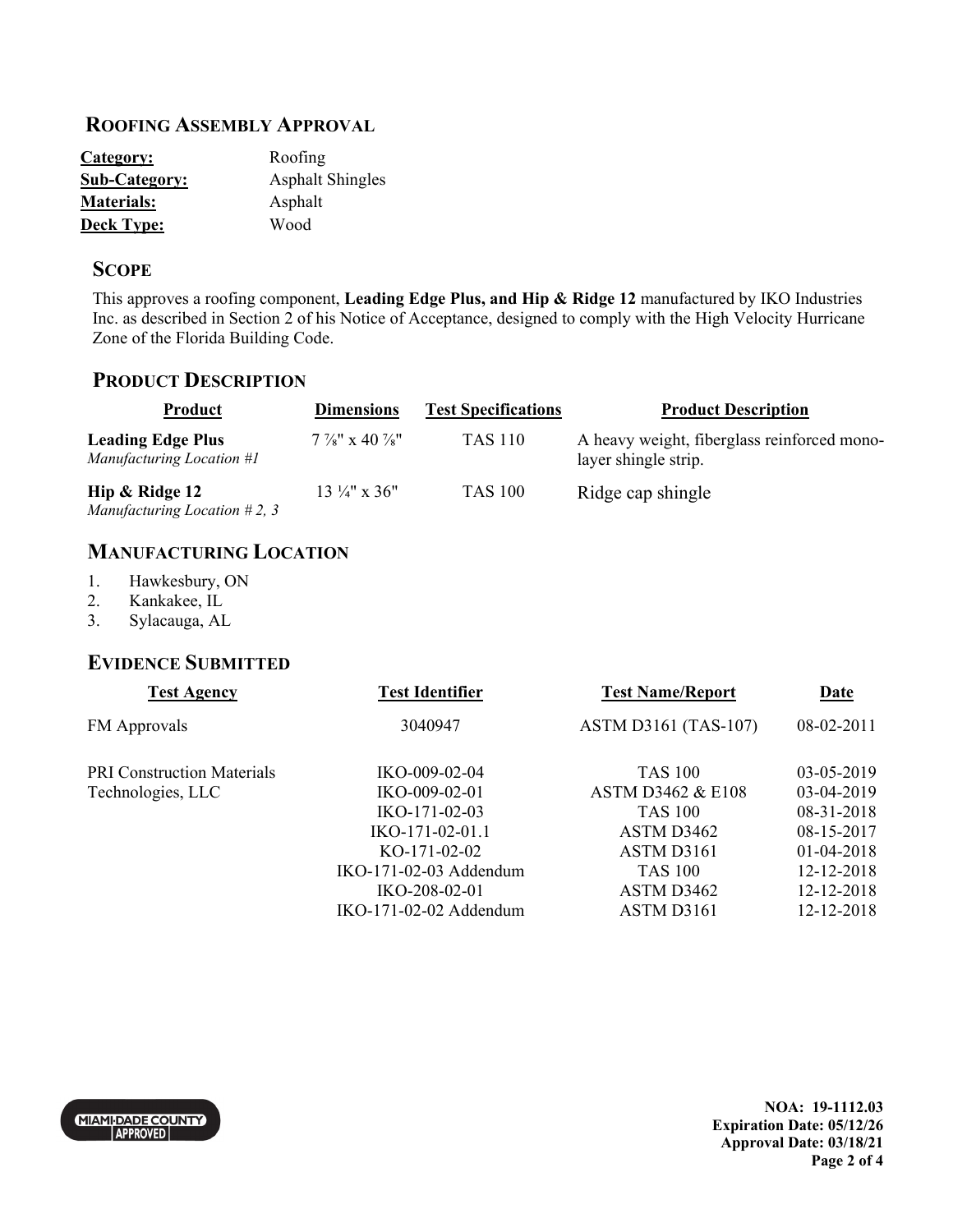## ROOFING ASSEMBLY APPROVAL

| | |
|---|---|
| **Category:** | Roofing |
| **Sub-Category:** | Asphalt Shingles |
| **Materials:** | Asphalt |
| **Deck Type:** | Wood |

### SCOPE

This approves a roofing component, **Leading Edge Plus, and Hip & Ridge 12** manufactured by IKO Industries Inc. as described in Section 2 of his Notice of Acceptance, designed to comply with the High Velocity Hurricane Zone of the Florida Building Code.

### PRODUCT DESCRIPTION

| Product | Dimensions | Test Specifications | Product Description |
|---|---|---|---|
| **Leading Edge Plus** *Manufacturing Location #1* | 7 ⅞" x 40 ⅞" | TAS 110 | A heavy weight, fiberglass reinforced mono-layer shingle strip. |
| **Hip & Ridge 12** *Manufacturing Location # 2, 3* | 13 ¼" x 36" | TAS 100 | Ridge cap shingle |

### MANUFACTURING LOCATION

1. Hawkesbury, ON
2. Kankakee, IL
3. Sylacauga, AL

### EVIDENCE SUBMITTED

| Test Agency | Test Identifier | Test Name/Report | Date |
|---|---|---|---|
| FM Approvals | 3040947 | ASTM D3161 (TAS-107) | 08-02-2011 |
| PRI Construction Materials Technologies, LLC | IKO-009-02-04 | TAS 100 | 03-05-2019 |
| | IKO-009-02-01 | ASTM D3462 & E108 | 03-04-2019 |
| | IKO-171-02-03 | TAS 100 | 08-31-2018 |
| | IKO-171-02-01.1 | ASTM D3462 | 08-15-2017 |
| | KO-171-02-02 | ASTM D3161 | 01-04-2018 |
| | IKO-171-02-03 Addendum | TAS 100 | 12-12-2018 |
| | IKO-208-02-01 | ASTM D3462 | 12-12-2018 |
| | IKO-171-02-02 Addendum | ASTM D3161 | 12-12-2018 |

MIAMI-DADE COUNTY APPROVED

**NOA: 19-1112.03**
**Expiration Date: 05/12/26**
**Approval Date: 03/18/21**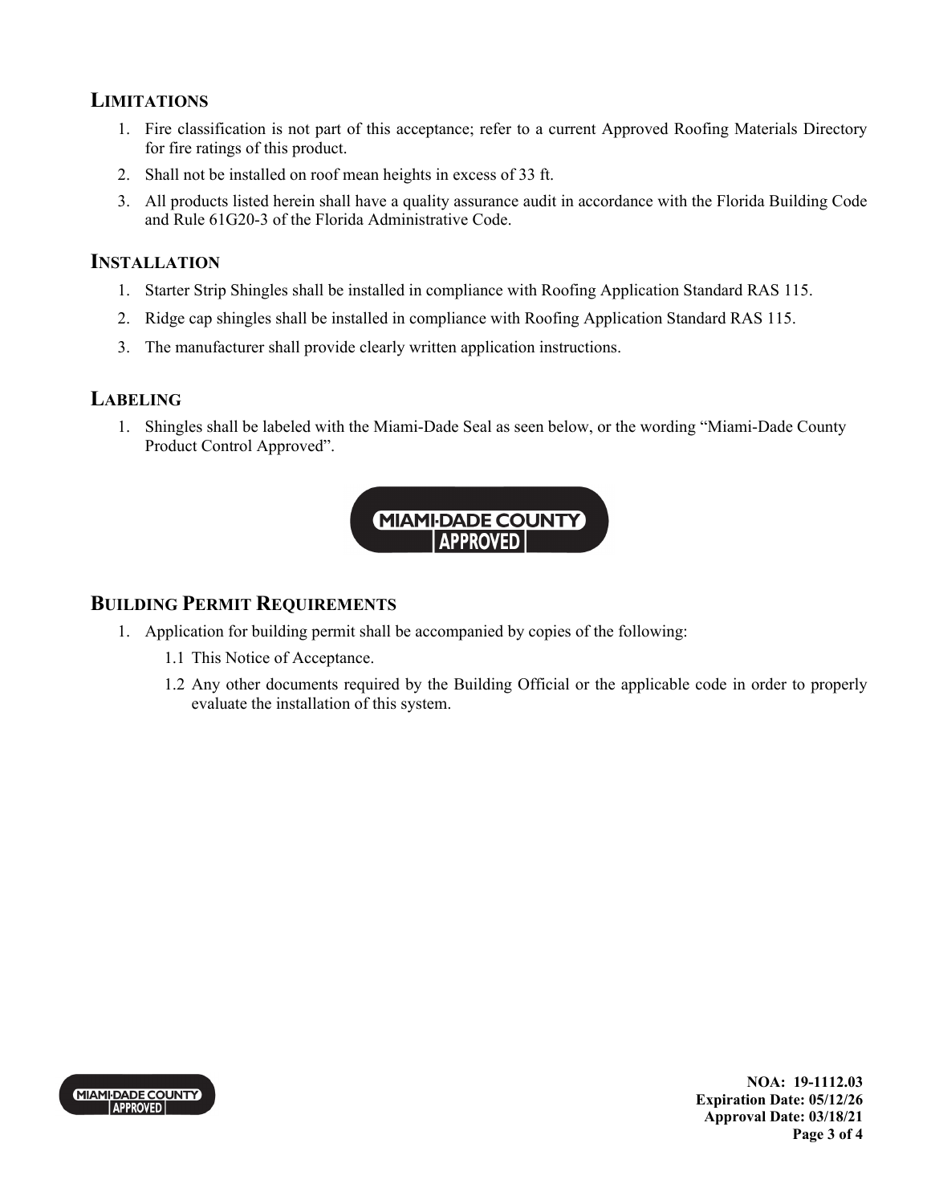## LIMITATIONS

1. Fire classification is not part of this acceptance; refer to a current Approved Roofing Materials Directory for fire ratings of this product.
2. Shall not be installed on roof mean heights in excess of 33 ft.
3. All products listed herein shall have a quality assurance audit in accordance with the Florida Building Code and Rule 61G20-3 of the Florida Administrative Code.

## INSTALLATION

1. Starter Strip Shingles shall be installed in compliance with Roofing Application Standard RAS 115.
2. Ridge cap shingles shall be installed in compliance with Roofing Application Standard RAS 115.
3. The manufacturer shall provide clearly written application instructions.

## LABELING

1. Shingles shall be labeled with the Miami-Dade Seal as seen below, or the wording "Miami-Dade County Product Control Approved".

MIAMI-DADE COUNTY APPROVED

## BUILDING PERMIT REQUIREMENTS

1. Application for building permit shall be accompanied by copies of the following:
   1.1 This Notice of Acceptance.
   1.2 Any other documents required by the Building Official or the applicable code in order to properly evaluate the installation of this system.

**NOA: 19-1112.03**
**Expiration Date: 05/12/26**
**Approval Date: 03/18/21**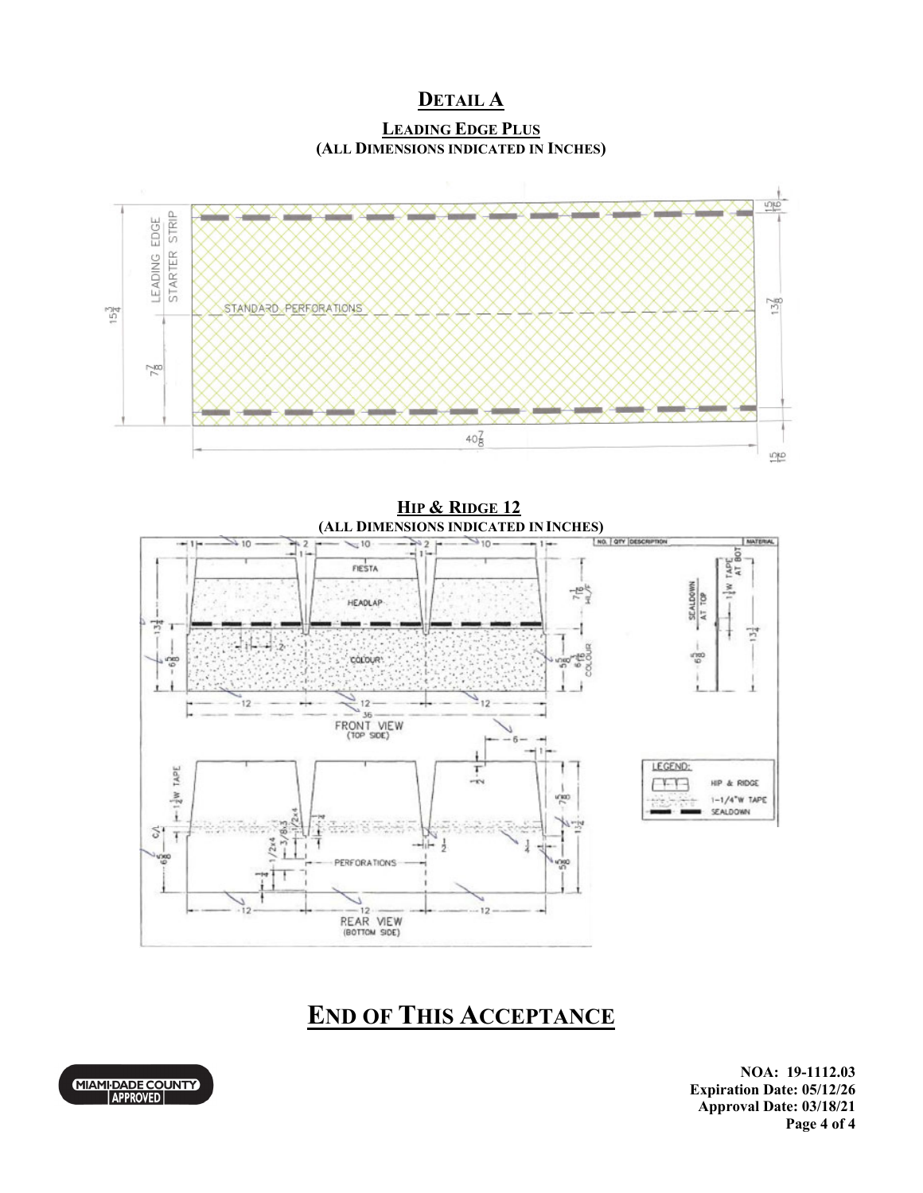# Detail A

## Leading Edge Plus

**(All Dimensions indicated in Inches)**

LEADING EDGE STARTER STRIP

STANDARD PERFORATIONS

15 3/4

7 7/8

40 7/8

15/16

13 7/8

15/16

## Hip & Ridge 12

**(All Dimensions indicated in Inches)**

FIESTA

HEADLAP

COLOUR

FRONT VIEW (TOP SIDE)

REAR VIEW (BOTTOM SIDE)

PERFORATIONS

1 1/4"W TAPE

SEALDOWN AT TOP

1 1/4W TAPE AT BOT

NO. | QTY | DESCRIPTION | MATERIAL

LEGEND:

HIP & RIDGE

1-1/4"W TAPE

SEALDOWN

10 | 2 | 10 | 2 | 10 | 1

12 | 12 | 12

36

13 1/4

6 5/8

7 1/16

6 5/8

# End of This Acceptance

NOA: 19-1112.03
Expiration Date: 05/12/26
Approval Date: 03/18/21